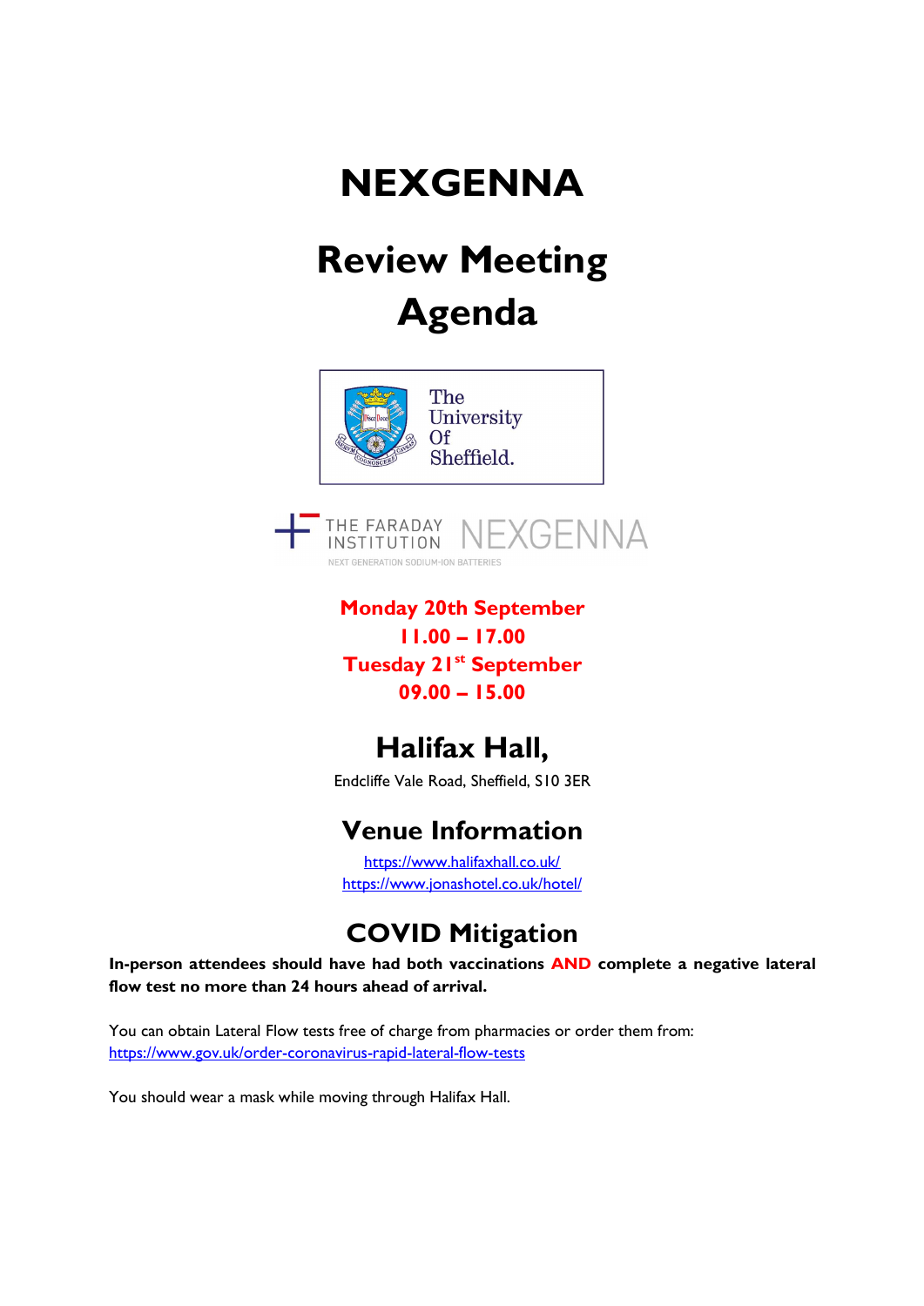# NEXGENNA

## Review Meeting Agenda

**Monday 20th September**
**11.00 – 17.00**
**Tuesday 21st September**
**09.00 – 15.00**

## Halifax Hall,

Endcliffe Vale Road, Sheffield, S10 3ER

## Venue Information

https://www.halifaxhall.co.uk/
https://www.jonashotel.co.uk/hotel/

## COVID Mitigation

**In-person attendees should have had both vaccinations AND complete a negative lateral flow test no more than 24 hours ahead of arrival.**

You can obtain Lateral Flow tests free of charge from pharmacies or order them from:
https://www.gov.uk/order-coronavirus-rapid-lateral-flow-tests

You should wear a mask while moving through Halifax Hall.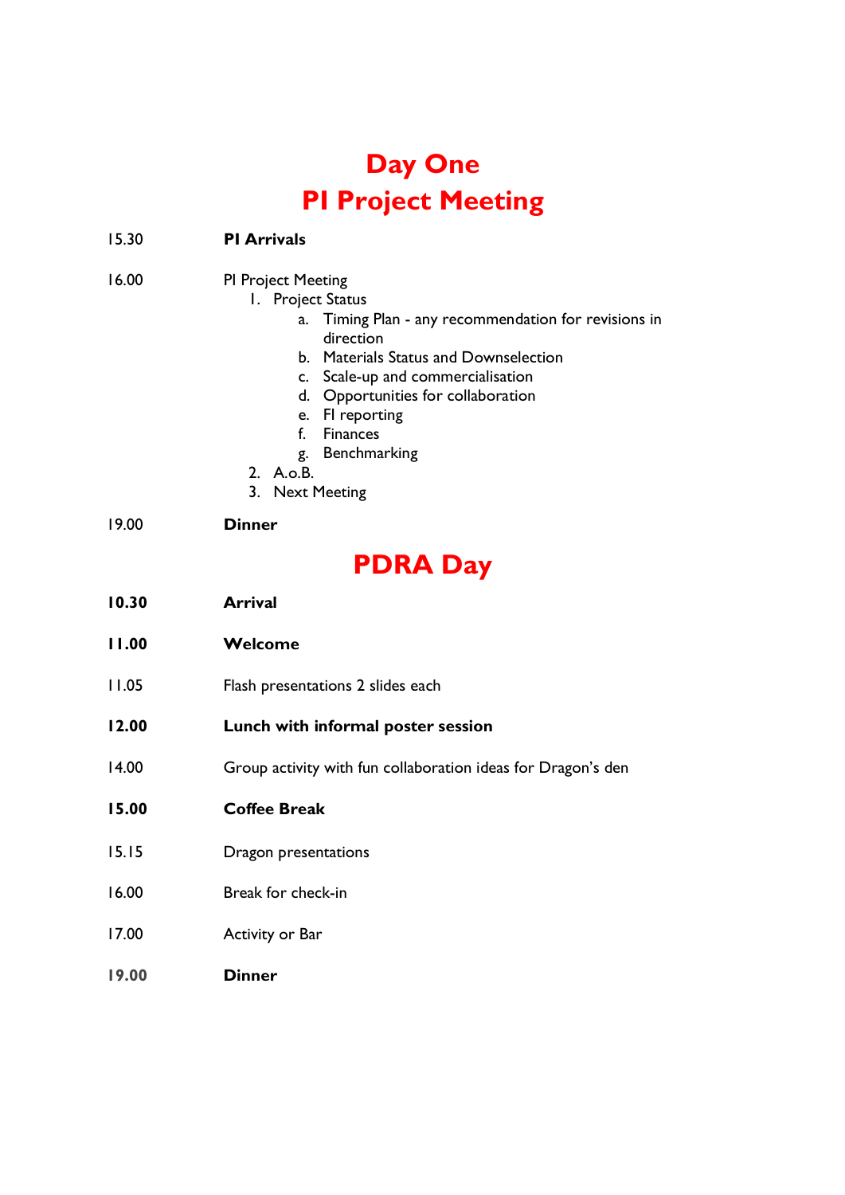# Day One
# PI Project Meeting

15.30 **PI Arrivals**

16.00 PI Project Meeting

1. Project Status
   a. Timing Plan - any recommendation for revisions in direction
   b. Materials Status and Downselection
   c. Scale-up and commercialisation
   d. Opportunities for collaboration
   e. FI reporting
   f. Finances
   g. Benchmarking
2. A.o.B.
3. Next Meeting

19.00 **Dinner**

# PDRA Day

**10.30** **Arrival**

**11.00** **Welcome**

11.05 Flash presentations 2 slides each

**12.00** **Lunch with informal poster session**

14.00 Group activity with fun collaboration ideas for Dragon's den

**15.00** **Coffee Break**

15.15 Dragon presentations

16.00 Break for check-in

17.00 Activity or Bar

**19.00** **Dinner**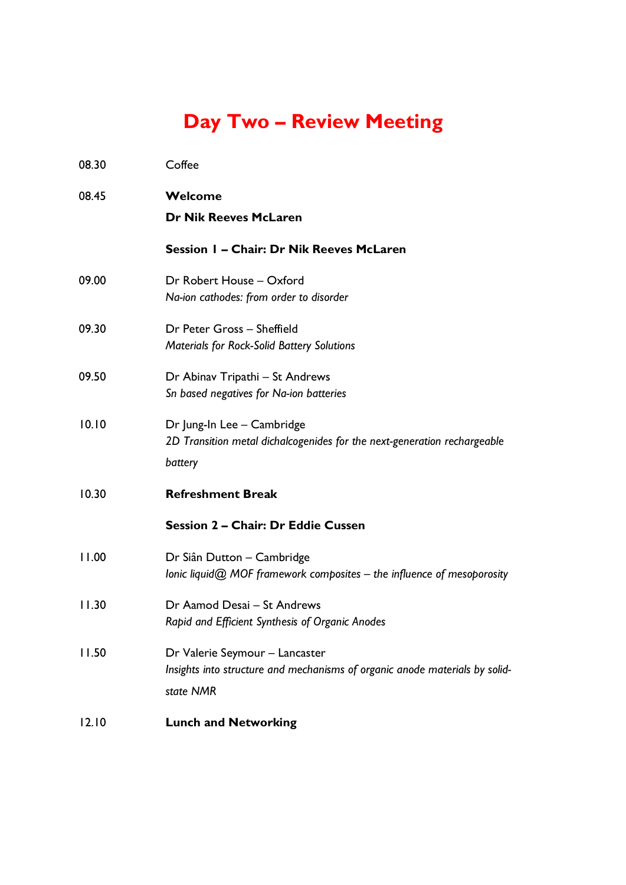# Day Two – Review Meeting

| | |
|---|---|
| 08.30 | Coffee |
| 08.45 | **Welcome**<br>**Dr Nik Reeves McLaren** |
| | **Session 1 – Chair: Dr Nik Reeves McLaren** |
| 09.00 | Dr Robert House – Oxford<br>*Na-ion cathodes: from order to disorder* |
| 09.30 | Dr Peter Gross – Sheffield<br>*Materials for Rock-Solid Battery Solutions* |
| 09.50 | Dr Abinav Tripathi – St Andrews<br>*Sn based negatives for Na-ion batteries* |
| 10.10 | Dr Jung-In Lee – Cambridge<br>*2D Transition metal dichalcogenides for the next-generation rechargeable battery* |
| 10.30 | **Refreshment Break** |
| | **Session 2 – Chair: Dr Eddie Cussen** |
| 11.00 | Dr Siân Dutton – Cambridge<br>*Ionic liquid@ MOF framework composites – the influence of mesoporosity* |
| 11.30 | Dr Aamod Desai – St Andrews<br>*Rapid and Efficient Synthesis of Organic Anodes* |
| 11.50 | Dr Valerie Seymour – Lancaster<br>*Insights into structure and mechanisms of organic anode materials by solid-state NMR* |
| 12.10 | **Lunch and Networking** |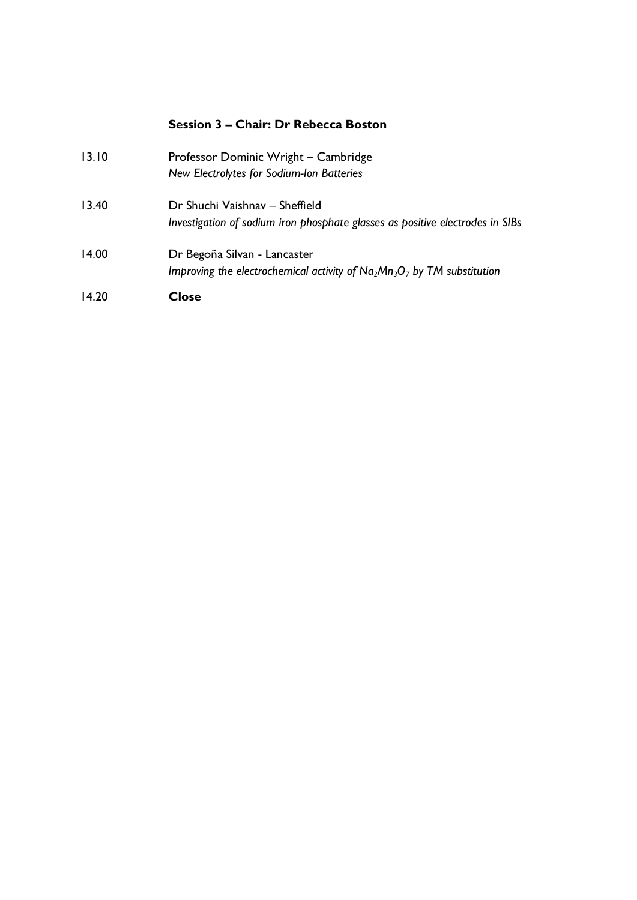**Session 3 – Chair: Dr Rebecca Boston**

13.10 Professor Dominic Wright – Cambridge
*New Electrolytes for Sodium-Ion Batteries*

13.40 Dr Shuchi Vaishnav – Sheffield
*Investigation of sodium iron phosphate glasses as positive electrodes in SIBs*

14.00 Dr Begoña Silvan - Lancaster
*Improving the electrochemical activity of $Na_2Mn_3O_7$ by TM substitution*

14.20 **Close**